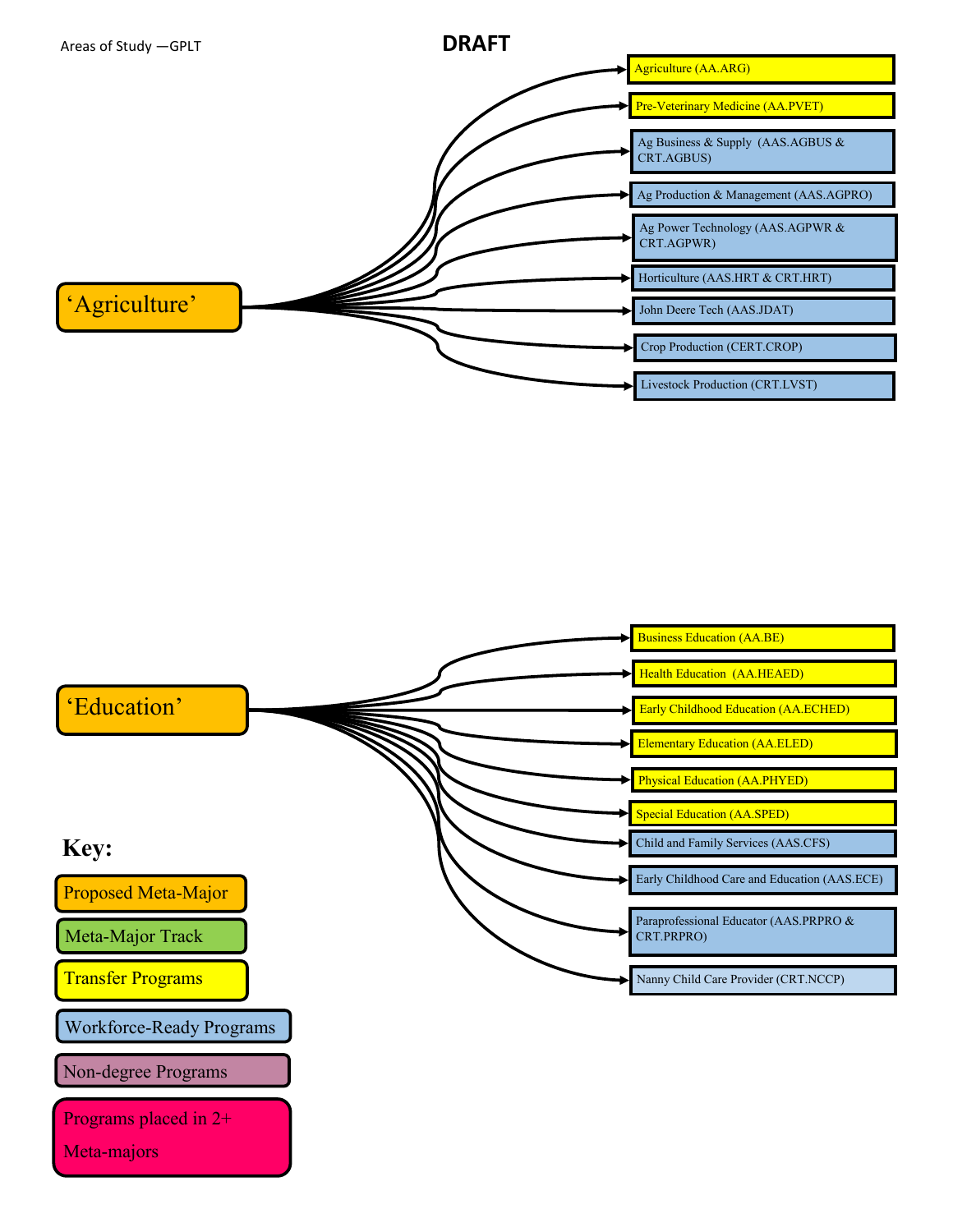Areas of Study —GPLT

# DRAFT

## 'Agriculture'

- Agriculture (AA.ARG)
- Pre-Veterinary Medicine (AA.PVET)
- Ag Business & Supply (AAS.AGBUS & CRT.AGBUS)
- Ag Production & Management (AAS.AGPRO)
- Ag Power Technology (AAS.AGPWR & CRT.AGPWR)
- Horticulture (AAS.HRT & CRT.HRT)
- John Deere Tech (AAS.JDAT)
- Crop Production (CERT.CROP)
- Livestock Production (CRT.LVST)

## 'Education'

- Business Education (AA.BE)
- Health Education (AA.HEAED)
- Early Childhood Education (AA.ECHED)
- Elementary Education (AA.ELED)
- Physical Education (AA.PHYED)
- Special Education (AA.SPED)
- Child and Family Services (AAS.CFS)
- Early Childhood Care and Education (AAS.ECE)
- Paraprofessional Educator (AAS.PRPRO & CRT.PRPRO)
- Nanny Child Care Provider (CRT.NCCP)

**Key:**

- Proposed Meta-Major
- Meta-Major Track
- Transfer Programs
- Workforce-Ready Programs
- Non-degree Programs
- Programs placed in 2+ Meta-majors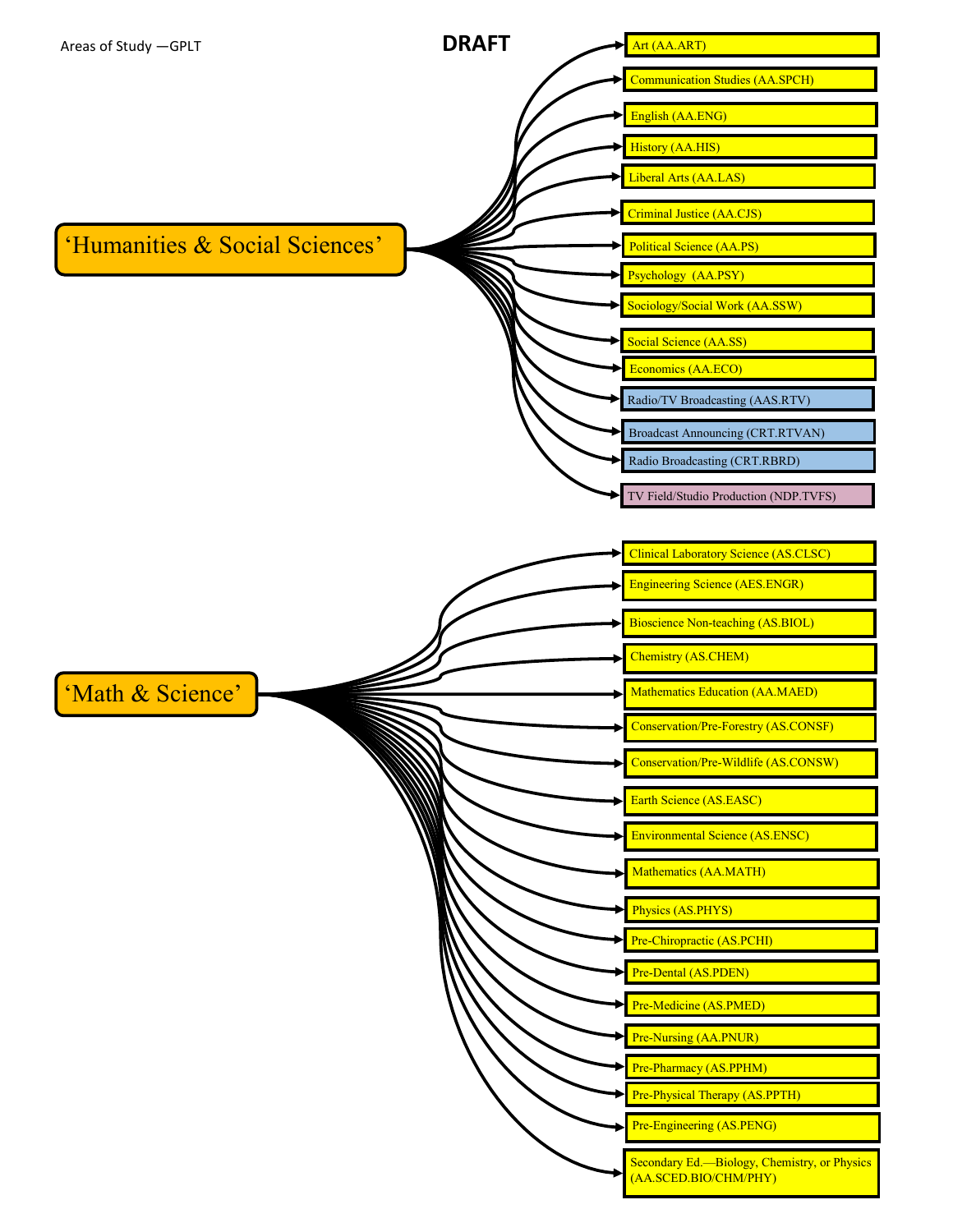Areas of Study —GPLT

**DRAFT**

## ‘Humanities & Social Sciences’

- Art (AA.ART)
- Communication Studies (AA.SPCH)
- English (AA.ENG)
- History (AA.HIS)
- Liberal Arts (AA.LAS)
- Criminal Justice (AA.CJS)
- Political Science (AA.PS)
- Psychology (AA.PSY)
- Sociology/Social Work (AA.SSW)
- Social Science (AA.SS)
- Economics (AA.ECO)
- Radio/TV Broadcasting (AAS.RTV)
- Broadcast Announcing (CRT.RTVAN)
- Radio Broadcasting (CRT.RBRD)
- TV Field/Studio Production (NDP.TVFS)

## ‘Math & Science’

- Clinical Laboratory Science (AS.CLSC)
- Engineering Science (AES.ENGR)
- Bioscience Non-teaching (AS.BIOL)
- Chemistry (AS.CHEM)
- Mathematics Education (AA.MAED)
- Conservation/Pre-Forestry (AS.CONSF)
- Conservation/Pre-Wildlife (AS.CONSW)
- Earth Science (AS.EASC)
- Environmental Science (AS.ENSC)
- Mathematics (AA.MATH)
- Physics (AS.PHYS)
- Pre-Chiropractic (AS.PCHI)
- Pre-Dental (AS.PDEN)
- Pre-Medicine (AS.PMED)
- Pre-Nursing (AA.PNUR)
- Pre-Pharmacy (AS.PPHM)
- Pre-Physical Therapy (AS.PPTH)
- Pre-Engineering (AS.PENG)
- Secondary Ed.—Biology, Chemistry, or Physics (AA.SCED.BIO/CHM/PHY)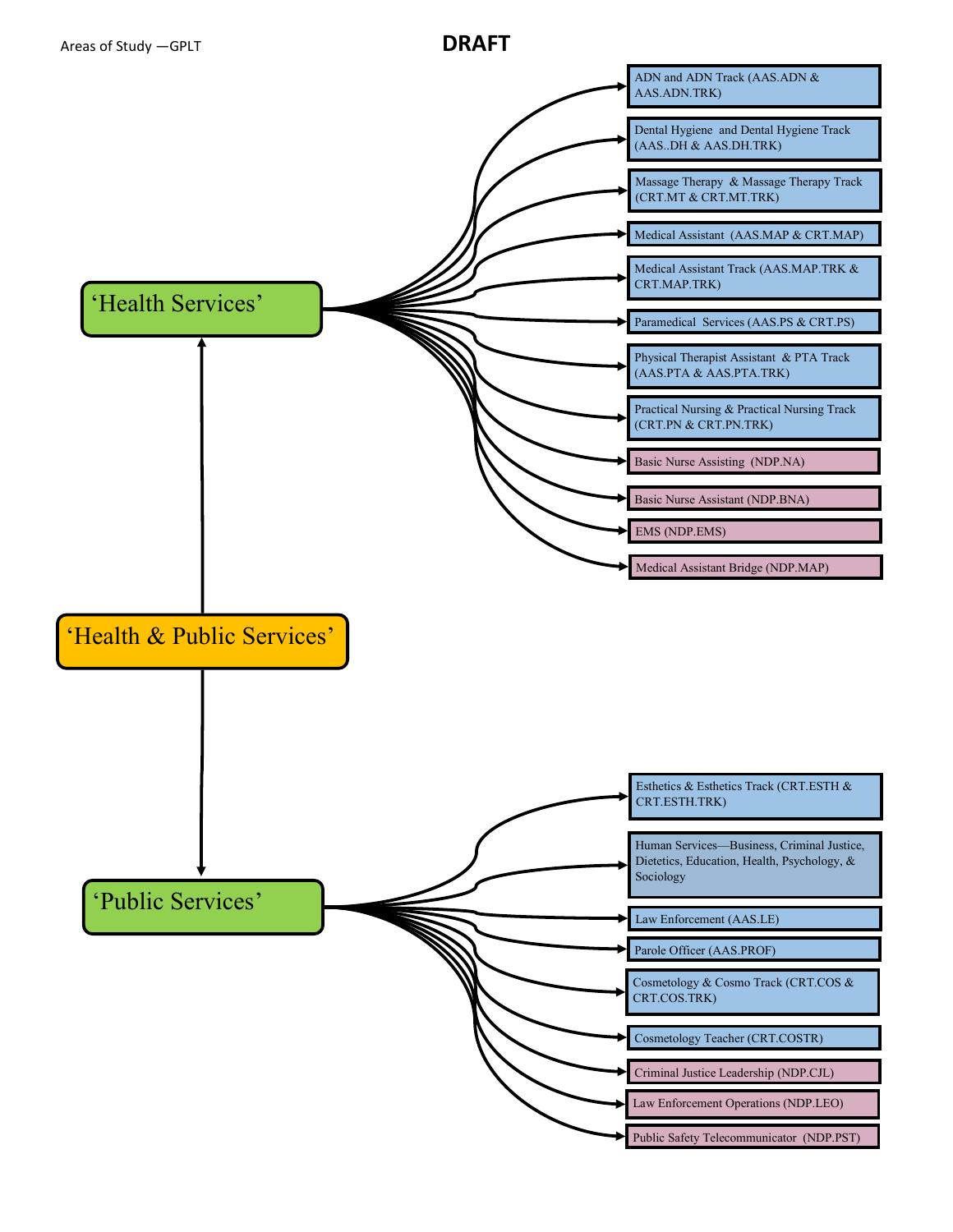Areas of Study —GPLT

**DRAFT**

# 'Health & Public Services'

## 'Health Services'

- ADN and ADN Track (AAS.ADN & AAS.ADN.TRK)
- Dental Hygiene and Dental Hygiene Track (AAS..DH & AAS.DH.TRK)
- Massage Therapy & Massage Therapy Track (CRT.MT & CRT.MT.TRK)
- Medical Assistant (AAS.MAP & CRT.MAP)
- Medical Assistant Track (AAS.MAP.TRK & CRT.MAP.TRK)
- Paramedical Services (AAS.PS & CRT.PS)
- Physical Therapist Assistant & PTA Track (AAS.PTA & AAS.PTA.TRK)
- Practical Nursing & Practical Nursing Track (CRT.PN & CRT.PN.TRK)
- Basic Nurse Assisting (NDP.NA)
- Basic Nurse Assistant (NDP.BNA)
- EMS (NDP.EMS)
- Medical Assistant Bridge (NDP.MAP)

## 'Public Services'

- Esthetics & Esthetics Track (CRT.ESTH & CRT.ESTH.TRK)
- Human Services—Business, Criminal Justice, Dietetics, Education, Health, Psychology, & Sociology
- Law Enforcement (AAS.LE)
- Parole Officer (AAS.PROF)
- Cosmetology & Cosmo Track (CRT.COS & CRT.COS.TRK)
- Cosmetology Teacher (CRT.COSTR)
- Criminal Justice Leadership (NDP.CJL)
- Law Enforcement Operations (NDP.LEO)
- Public Safety Telecommunicator (NDP.PST)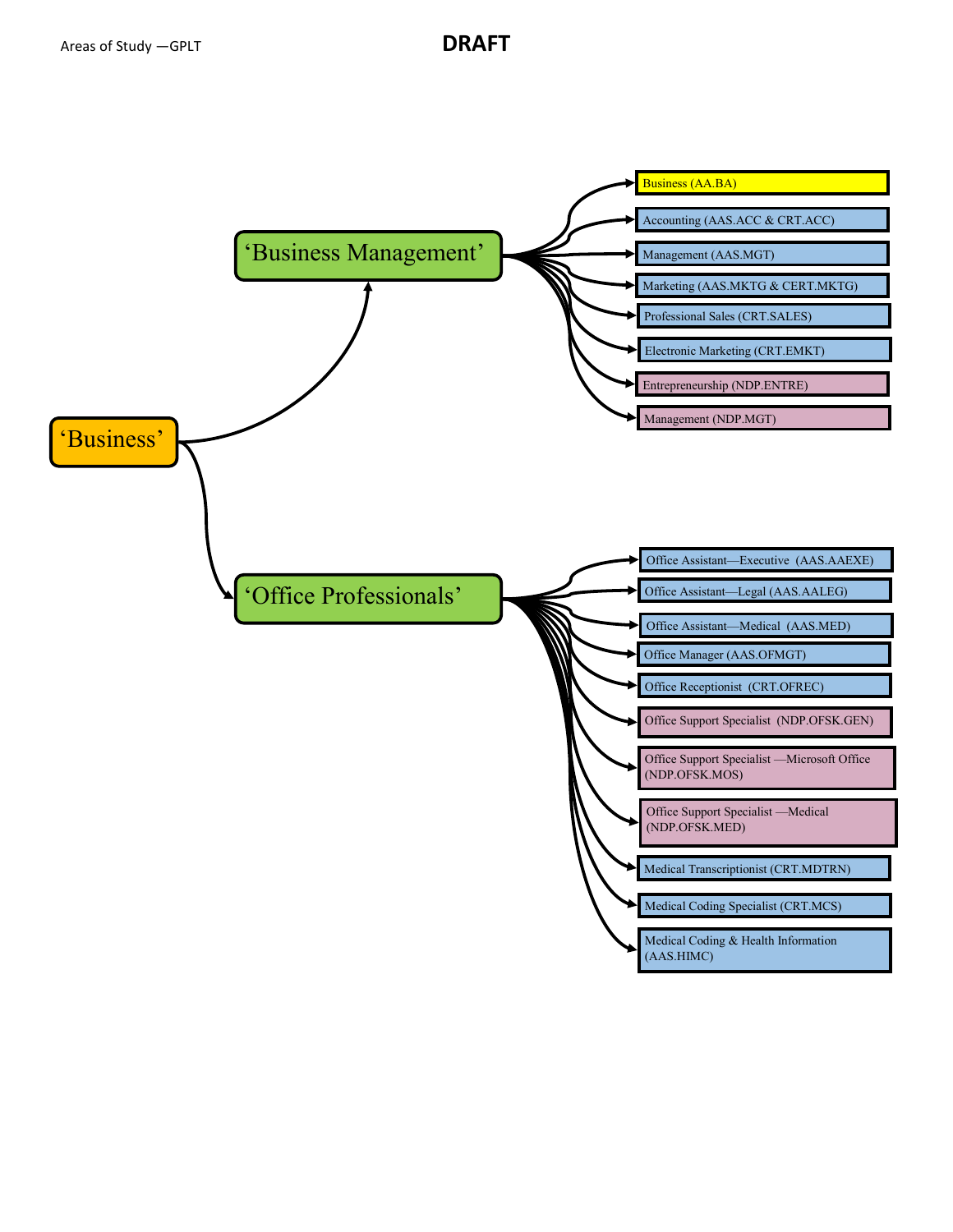Areas of Study —GPLT

# DRAFT

## 'Business'

### 'Business Management'

- Business (AA.BA)
- Accounting (AAS.ACC & CRT.ACC)
- Management (AAS.MGT)
- Marketing (AAS.MKTG & CERT.MKTG)
- Professional Sales (CRT.SALES)
- Electronic Marketing (CRT.EMKT)
- Entrepreneurship (NDP.ENTRE)
- Management (NDP.MGT)

### 'Office Professionals'

- Office Assistant—Executive (AAS.AAEXE)
- Office Assistant—Legal (AAS.AALEG)
- Office Assistant—Medical (AAS.MED)
- Office Manager (AAS.OFMGT)
- Office Receptionist (CRT.OFREC)
- Office Support Specialist (NDP.OFSK.GEN)
- Office Support Specialist —Microsoft Office (NDP.OFSK.MOS)
- Office Support Specialist —Medical (NDP.OFSK.MED)
- Medical Transcriptionist (CRT.MDTRN)
- Medical Coding Specialist (CRT.MCS)
- Medical Coding & Health Information (AAS.HIMC)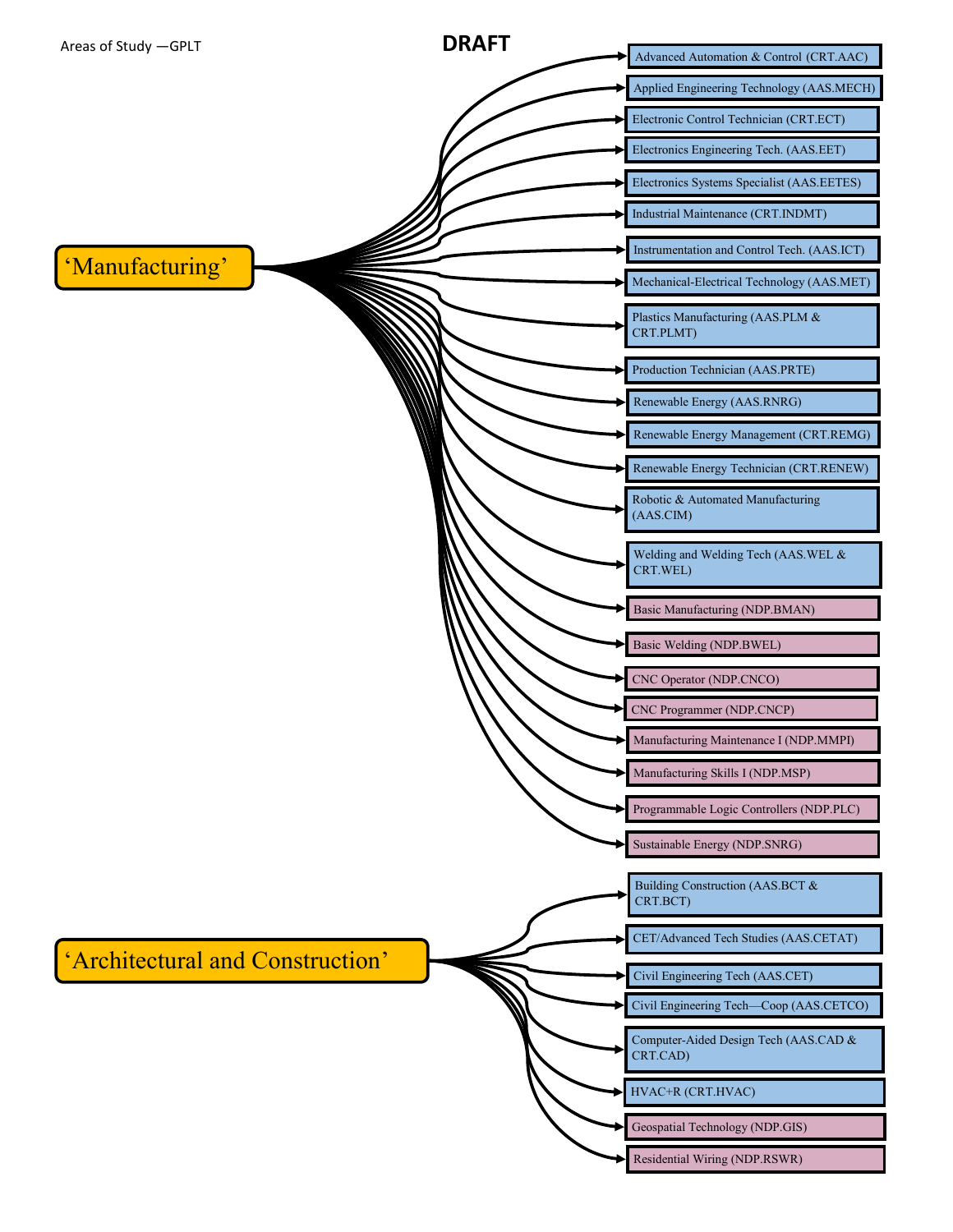Areas of Study —GPLT

# DRAFT

## 'Manufacturing'

- Advanced Automation & Control (CRT.AAC)
- Applied Engineering Technology (AAS.MECH)
- Electronic Control Technician (CRT.ECT)
- Electronics Engineering Tech. (AAS.EET)
- Electronics Systems Specialist (AAS.EETES)
- Industrial Maintenance (CRT.INDMT)
- Instrumentation and Control Tech. (AAS.ICT)
- Mechanical-Electrical Technology (AAS.MET)
- Plastics Manufacturing (AAS.PLM & CRT.PLMT)
- Production Technician (AAS.PRTE)
- Renewable Energy (AAS.RNRG)
- Renewable Energy Management (CRT.REMG)
- Renewable Energy Technician (CRT.RENEW)
- Robotic & Automated Manufacturing (AAS.CIM)
- Welding and Welding Tech (AAS.WEL & CRT.WEL)
- Basic Manufacturing (NDP.BMAN)
- Basic Welding (NDP.BWEL)
- CNC Operator (NDP.CNCO)
- CNC Programmer (NDP.CNCP)
- Manufacturing Maintenance I (NDP.MMPI)
- Manufacturing Skills I (NDP.MSP)
- Programmable Logic Controllers (NDP.PLC)
- Sustainable Energy (NDP.SNRG)

## 'Architectural and Construction'

- Building Construction (AAS.BCT & CRT.BCT)
- CET/Advanced Tech Studies (AAS.CETAT)
- Civil Engineering Tech (AAS.CET)
- Civil Engineering Tech—Coop (AAS.CETCO)
- Computer-Aided Design Tech (AAS.CAD & CRT.CAD)
- HVAC+R (CRT.HVAC)
- Geospatial Technology (NDP.GIS)
- Residential Wiring (NDP.RSWR)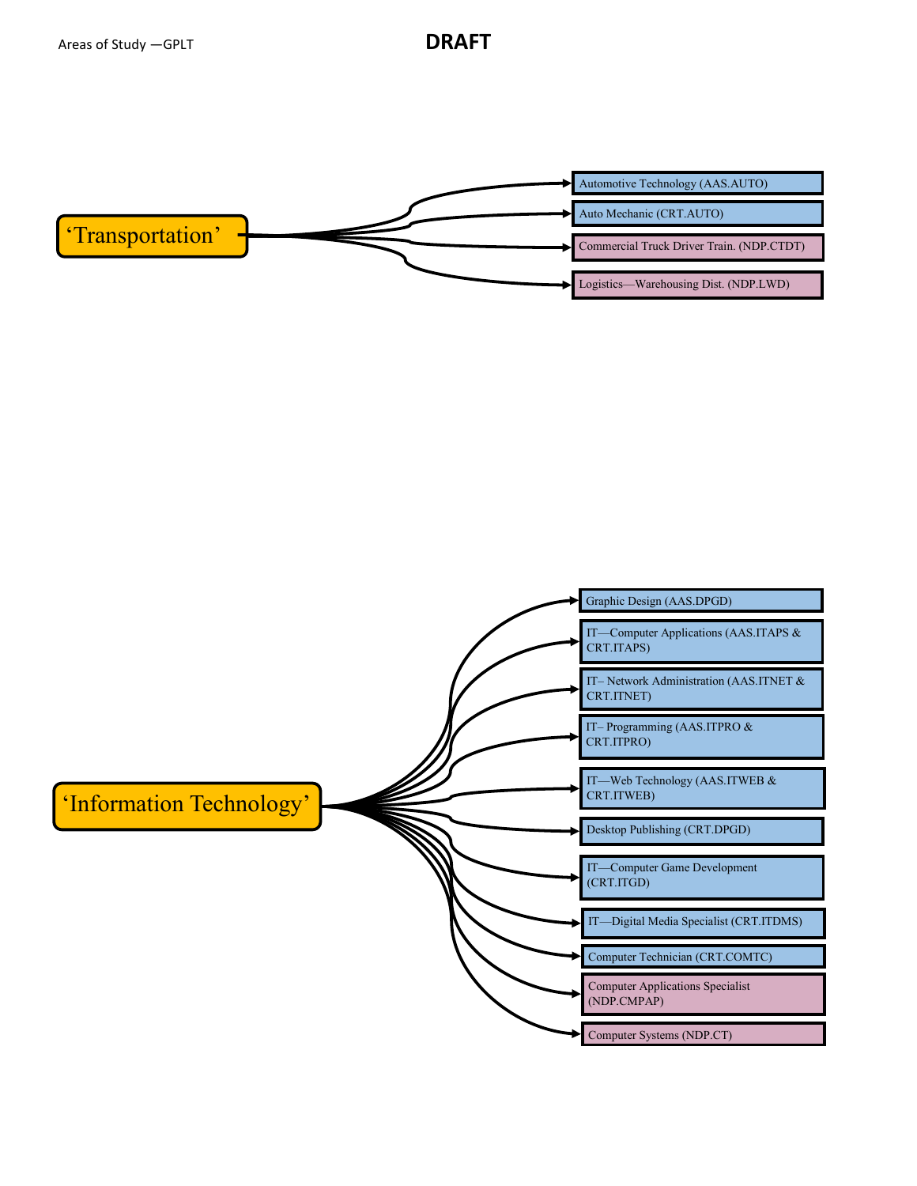Areas of Study —GPLT

**DRAFT**

## 'Transportation'

- Automotive Technology (AAS.AUTO)
- Auto Mechanic (CRT.AUTO)
- Commercial Truck Driver Train. (NDP.CTDT)
- Logistics—Warehousing Dist. (NDP.LWD)

## 'Information Technology'

- Graphic Design (AAS.DPGD)
- IT—Computer Applications (AAS.ITAPS & CRT.ITAPS)
- IT– Network Administration (AAS.ITNET & CRT.ITNET)
- IT– Programming (AAS.ITPRO & CRT.ITPRO)
- IT—Web Technology (AAS.ITWEB & CRT.ITWEB)
- Desktop Publishing (CRT.DPGD)
- IT—Computer Game Development (CRT.ITGD)
- IT—Digital Media Specialist (CRT.ITDMS)
- Computer Technician (CRT.COMTC)
- Computer Applications Specialist (NDP.CMPAP)
- Computer Systems (NDP.CT)